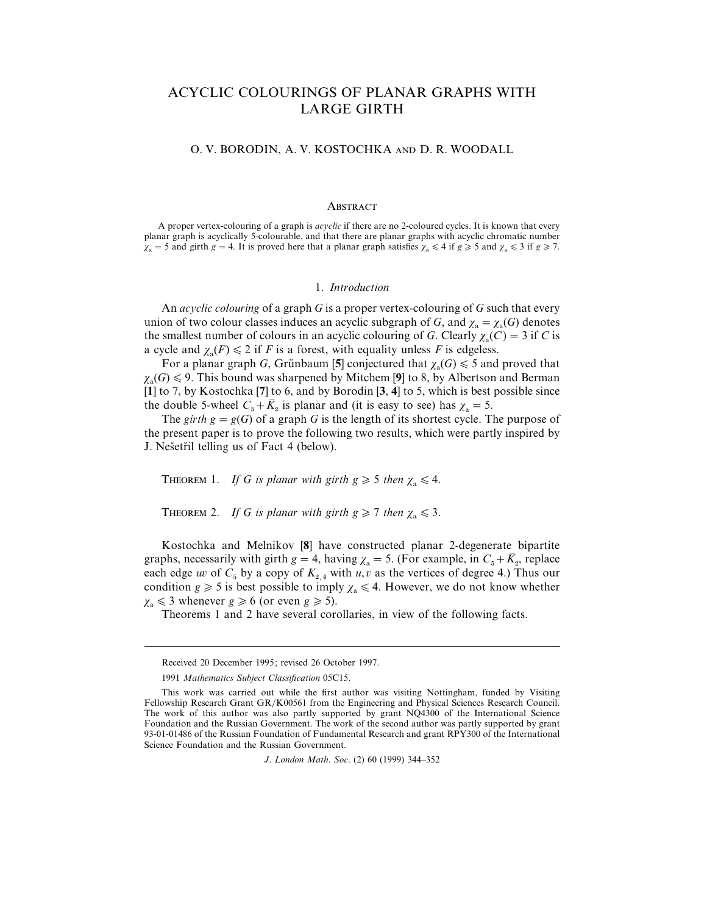# ACYCLIC COLOURINGS OF PLANAR GRAPHS WITH LARGE GIRTH

O. V. BORODIN, A. V. KOSTOCHKA AND D. R. WOODALL

## Abstract

A proper vertex-colouring of a graph is *acyclic* if there are no 2-coloured cycles. It is known that every planar graph is acyclically 5-colourable, and that there are planar graphs with acyclic chromatic number $\chi_a = 5$ and girth $g = 4$. It is proved here that a planar graph satisfies $\chi_a \leqslant 4$ if $g \geqslant 5$ and $\chi_a \leqslant 3$ if $g \geqslant 7$.

## 1. *Introduction*

An *acyclic colouring* of a graph $G$ is a proper vertex-colouring of $G$ such that every union of two colour classes induces an acyclic subgraph of $G$, and $\chi_a = \chi_a(G)$ denotes the smallest number of colours in an acyclic colouring of $G$. Clearly $\chi_a(C) = 3$ if $C$ is a cycle and $\chi_a(F) \leqslant 2$ if $F$ is a forest, with equality unless $F$ is edgeless.

For a planar graph $G$, Grünbaum [**5**] conjectured that $\chi_a(G) \leqslant 5$ and proved that $\chi_a(G) \leqslant 9$. This bound was sharpened by Mitchem [**9**] to 8, by Albertson and Berman [**1**] to 7, by Kostochka [**7**] to 6, and by Borodin [**3**, **4**] to 5, which is best possible since the double 5-wheel $C_5 + \bar{K}_2$ is planar and (it is easy to see) has $\chi_a = 5$.

The *girth* $g = g(G)$ of a graph $G$ is the length of its shortest cycle. The purpose of the present paper is to prove the following two results, which were partly inspired by J. Nešetřil telling us of Fact 4 (below).

THEOREM 1. *If $G$ is planar with girth $g \geqslant 5$ then $\chi_a \leqslant 4$.*

THEOREM 2. *If $G$ is planar with girth $g \geqslant 7$ then $\chi_a \leqslant 3$.*

Kostochka and Melnikov [**8**] have constructed planar 2-degenerate bipartite graphs, necessarily with girth $g = 4$, having $\chi_a = 5$. (For example, in $C_5 + \bar{K}_2$, replace each edge $uv$ of $C_5$ by a copy of $K_{2,4}$ with $u, v$ as the vertices of degree 4.) Thus our condition $g \geqslant 5$ is best possible to imply $\chi_a \leqslant 4$. However, we do not know whether $\chi_a \leqslant 3$ whenever $g \geqslant 6$ (or even $g \geqslant 5$).

Theorems 1 and 2 have several corollaries, in view of the following facts.

---

Received 20 December 1995; revised 26 October 1997.

1991 *Mathematics Subject Classification* 05C15.

This work was carried out while the first author was visiting Nottingham, funded by Visiting Fellowship Research Grant GR/K00561 from the Engineering and Physical Sciences Research Council. The work of this author was also partly supported by grant NQ4300 of the International Science Foundation and the Russian Government. The work of the second author was partly supported by grant 93-01-01486 of the Russian Foundation of Fundamental Research and grant RPY300 of the International Science Foundation and the Russian Government.

*J. London Math. Soc.* (2) 60 (1999) 344–352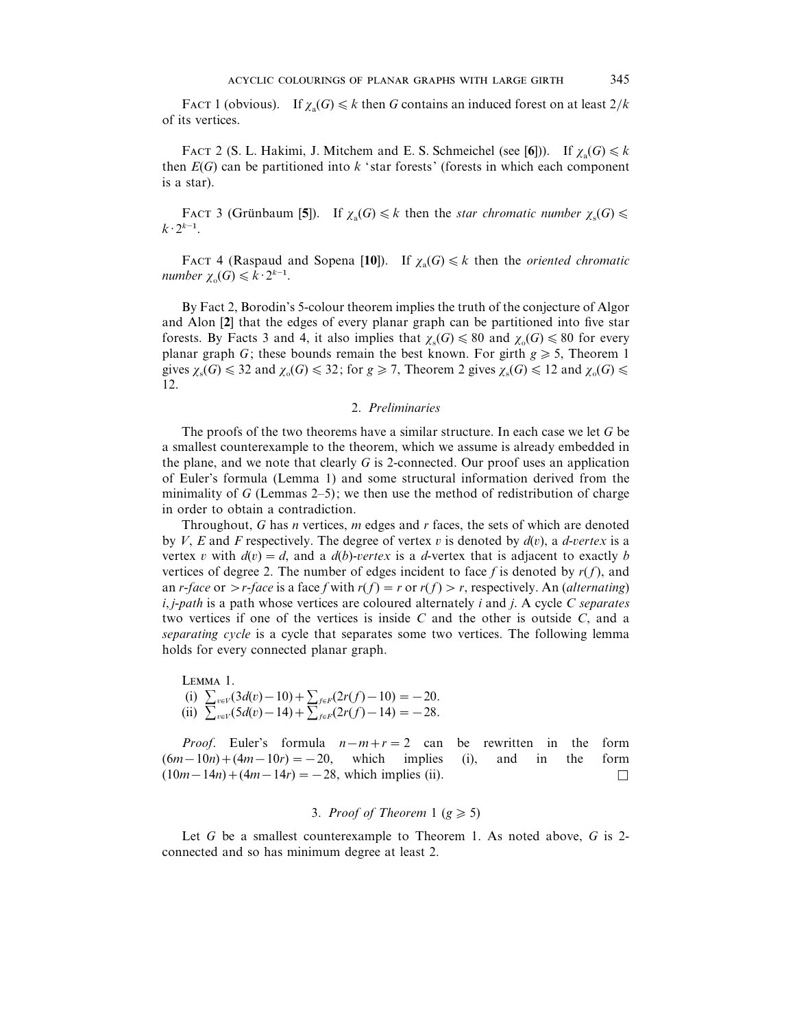FACT 1 (obvious). If $\chi_a(G) \leqslant k$ then $G$ contains an induced forest on at least $2/k$ of its vertices.

FACT 2 (S. L. Hakimi, J. Mitchem and E. S. Schmeichel (see [**6**])). If $\chi_a(G) \leqslant k$ then $E(G)$ can be partitioned into $k$ 'star forests' (forests in which each component is a star).

FACT 3 (Grünbaum [**5**]). If $\chi_a(G) \leqslant k$ then the *star chromatic number* $\chi_s(G) \leqslant k \cdot 2^{k-1}$.

FACT 4 (Raspaud and Sopena [**10**]). If $\chi_a(G) \leqslant k$ then the *oriented chromatic number* $\chi_o(G) \leqslant k \cdot 2^{k-1}$.

By Fact 2, Borodin's 5-colour theorem implies the truth of the conjecture of Algor and Alon [**2**] that the edges of every planar graph can be partitioned into five star forests. By Facts 3 and 4, it also implies that $\chi_s(G) \leqslant 80$ and $\chi_o(G) \leqslant 80$ for every planar graph $G$; these bounds remain the best known. For girth $g \geqslant 5$, Theorem 1 gives $\chi_s(G) \leqslant 32$ and $\chi_o(G) \leqslant 32$; for $g \geqslant 7$, Theorem 2 gives $\chi_s(G) \leqslant 12$ and $\chi_o(G) \leqslant 12$.

## 2. *Preliminaries*

The proofs of the two theorems have a similar structure. In each case we let $G$ be a smallest counterexample to the theorem, which we assume is already embedded in the plane, and we note that clearly $G$ is 2-connected. Our proof uses an application of Euler's formula (Lemma 1) and some structural information derived from the minimality of $G$ (Lemmas 2–5); we then use the method of redistribution of charge in order to obtain a contradiction.

Throughout, $G$ has $n$ vertices, $m$ edges and $r$ faces, the sets of which are denoted by $V$, $E$ and $F$ respectively. The degree of vertex $v$ is denoted by $d(v)$, a *d-vertex* is a vertex $v$ with $d(v) = d$, and a *d(b)-vertex* is a $d$-vertex that is adjacent to exactly $b$ vertices of degree 2. The number of edges incident to face $f$ is denoted by $r(f)$, and an *r-face* or *>r-face* is a face $f$ with $r(f) = r$ or $r(f) > r$, respectively. An (*alternating*) *i, j-path* is a path whose vertices are coloured alternately $i$ and $j$. A cycle $C$ *separates* two vertices if one of the vertices is inside $C$ and the other is outside $C$, and a *separating cycle* is a cycle that separates some two vertices. The following lemma holds for every connected planar graph.

LEMMA 1.
(i) $\sum_{v \in V}(3d(v) - 10) + \sum_{f \in F}(2r(f) - 10) = -20$.
(ii) $\sum_{v \in V}(5d(v) - 14) + \sum_{f \in F}(2r(f) - 14) = -28$.

*Proof*. Euler's formula $n - m + r = 2$ can be rewritten in the form $(6m - 10n) + (4m - 10r) = -20$, which implies (i), and in the form $(10m - 14n) + (4m - 14r) = -28$, which implies (ii). □

## 3. *Proof of Theorem* 1 ($g \geqslant 5$)

Let $G$ be a smallest counterexample to Theorem 1. As noted above, $G$ is 2-connected and so has minimum degree at least 2.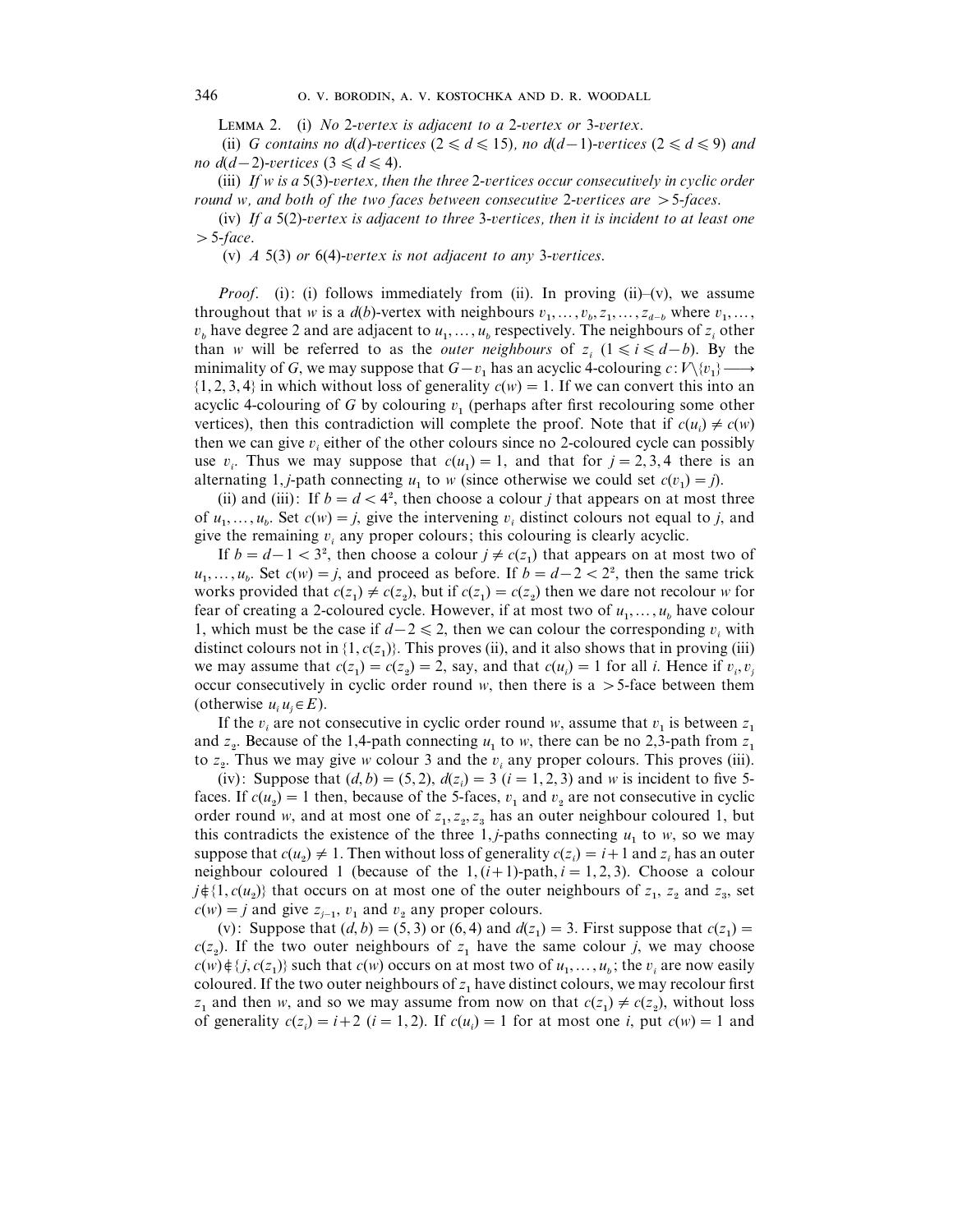LEMMA 2. (i) *No 2-vertex is adjacent to a 2-vertex or 3-vertex.*

(ii) *G contains no $d(d)$-vertices $(2 \leqslant d \leqslant 15)$, no $d(d-1)$-vertices $(2 \leqslant d \leqslant 9)$ and no $d(d-2)$-vertices $(3 \leqslant d \leqslant 4)$.*

(iii) *If w is a 5(3)-vertex, then the three 2-vertices occur consecutively in cyclic order round w, and both of the two faces between consecutive 2-vertices are $>5$-faces.*

(iv) *If a 5(2)-vertex is adjacent to three 3-vertices, then it is incident to at least one $>5$-face.*

(v) *A 5(3) or 6(4)-vertex is not adjacent to any 3-vertices.*

*Proof.* (i): (i) follows immediately from (ii). In proving (ii)–(v), we assume throughout that $w$ is a $d(b)$-vertex with neighbours $v_1, \ldots, v_b, z_1, \ldots, z_{d-b}$ where $v_1, \ldots, v_b$ have degree 2 and are adjacent to $u_1, \ldots, u_b$ respectively. The neighbours of $z_i$ other than $w$ will be referred to as the *outer neighbours* of $z_i$ $(1 \leqslant i \leqslant d-b)$. By the minimality of $G$, we may suppose that $G - v_1$ has an acyclic 4-colouring $c: V\backslash\{v_1\} \longrightarrow \{1,2,3,4\}$ in which without loss of generality $c(w) = 1$. If we can convert this into an acyclic 4-colouring of $G$ by colouring $v_1$ (perhaps after first recolouring some other vertices), then this contradiction will complete the proof. Note that if $c(u_i) \neq c(w)$ then we can give $v_i$ either of the other colours since no 2-coloured cycle can possibly use $v_i$. Thus we may suppose that $c(u_1) = 1$, and that for $j = 2,3,4$ there is an alternating $1,j$-path connecting $u_1$ to $w$ (since otherwise we could set $c(v_1) = j$).

(ii) and (iii): If $b = d < 4^2$, then choose a colour $j$ that appears on at most three of $u_1, \ldots, u_b$. Set $c(w) = j$, give the intervening $v_i$ distinct colours not equal to $j$, and give the remaining $v_i$ any proper colours; this colouring is clearly acyclic.

If $b = d-1 < 3^2$, then choose a colour $j \neq c(z_1)$ that appears on at most two of $u_1, \ldots, u_b$. Set $c(w) = j$, and proceed as before. If $b = d-2 < 2^2$, then the same trick works provided that $c(z_1) \neq c(z_2)$, but if $c(z_1) = c(z_2)$ then we dare not recolour $w$ for fear of creating a 2-coloured cycle. However, if at most two of $u_1, \ldots, u_b$ have colour 1, which must be the case if $d-2 \leqslant 2$, then we can colour the corresponding $v_i$ with distinct colours not in $\{1, c(z_1)\}$. This proves (ii), and it also shows that in proving (iii) we may assume that $c(z_1) = c(z_2) = 2$, say, and that $c(u_i) = 1$ for all $i$. Hence if $v_i, v_j$ occur consecutively in cyclic order round $w$, then there is a $>5$-face between them (otherwise $u_i u_j \in E$).

If the $v_i$ are not consecutive in cyclic order round $w$, assume that $v_1$ is between $z_1$ and $z_2$. Because of the 1,4-path connecting $u_1$ to $w$, there can be no 2,3-path from $z_1$ to $z_2$. Thus we may give $w$ colour 3 and the $v_i$ any proper colours. This proves (iii).

(iv): Suppose that $(d,b) = (5,2)$, $d(z_i) = 3$ $(i = 1,2,3)$ and $w$ is incident to five 5-faces. If $c(u_2) = 1$ then, because of the 5-faces, $v_1$ and $v_2$ are not consecutive in cyclic order round $w$, and at most one of $z_1, z_2, z_3$ has an outer neighbour coloured 1, but this contradicts the existence of the three $1,j$-paths connecting $u_1$ to $w$, so we may suppose that $c(u_2) \neq 1$. Then without loss of generality $c(z_i) = i+1$ and $z_i$ has an outer neighbour coloured 1 (because of the $1,(i+1)$-path, $i = 1,2,3$). Choose a colour $j \notin \{1, c(u_2)\}$ that occurs on at most one of the outer neighbours of $z_1$, $z_2$ and $z_3$, set $c(w) = j$ and give $z_{j-1}$, $v_1$ and $v_2$ any proper colours.

(v): Suppose that $(d,b) = (5,3)$ or $(6,4)$ and $d(z_1) = 3$. First suppose that $c(z_1) = c(z_2)$. If the two outer neighbours of $z_1$ have the same colour $j$, we may choose $c(w) \notin \{j, c(z_1)\}$ such that $c(w)$ occurs on at most two of $u_1, \ldots, u_b$; the $v_i$ are now easily coloured. If the two outer neighbours of $z_1$ have distinct colours, we may recolour first $z_1$ and then $w$, and so we may assume from now on that $c(z_1) \neq c(z_2)$, without loss of generality $c(z_i) = i+2$ $(i = 1,2)$. If $c(u_i) = 1$ for at most one $i$, put $c(w) = 1$ and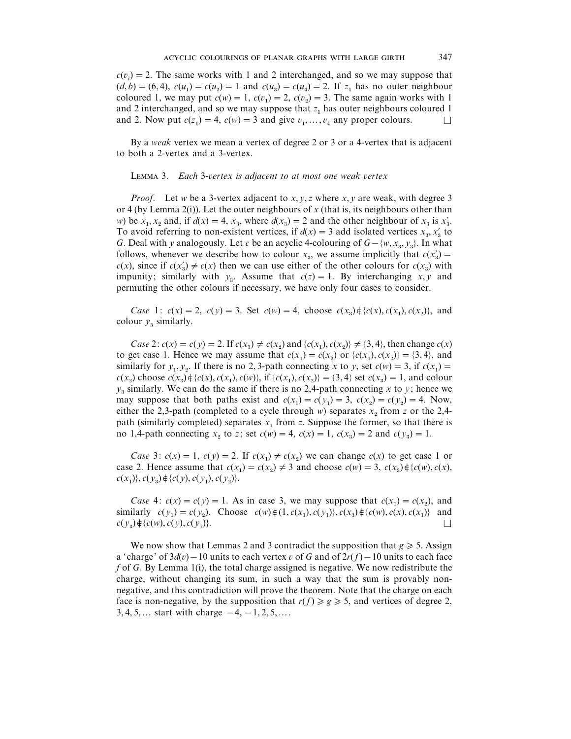$c(v_i) = 2$. The same works with 1 and 2 interchanged, and so we may suppose that $(d, b) = (6, 4)$, $c(u_1) = c(u_2) = 1$ and $c(u_3) = c(u_4) = 2$. If $z_1$ has no outer neighbour coloured 1, we may put $c(w) = 1$, $c(v_1) = 2$, $c(v_2) = 3$. The same again works with 1 and 2 interchanged, and so we may suppose that $z_1$ has outer neighbours coloured 1 and 2. Now put $c(z_1) = 4$, $c(w) = 3$ and give $v_1, \ldots, v_4$ any proper colours. □

By a *weak* vertex we mean a vertex of degree 2 or 3 or a 4-vertex that is adjacent to both a 2-vertex and a 3-vertex.

LEMMA 3. *Each* 3-*vertex is adjacent to at most one weak vertex*

*Proof.* Let $w$ be a 3-vertex adjacent to $x, y, z$ where $x, y$ are weak, with degree 3 or 4 (by Lemma 2(i)). Let the outer neighbours of $x$ (that is, its neighbours other than $w$) be $x_1, x_2$ and, if $d(x) = 4$, $x_3$, where $d(x_3) = 2$ and the other neighbour of $x_3$ is $x_3'$. To avoid referring to non-existent vertices, if $d(x) = 3$ add isolated vertices $x_3, x_3'$ to $G$. Deal with $y$ analogously. Let $c$ be an acyclic 4-colouring of $G - \{w, x_3, y_3\}$. In what follows, whenever we describe how to colour $x_3$, we assume implicitly that $c(x_3') = c(x)$, since if $c(x_3') \neq c(x)$ then we can use either of the other colours for $c(x_3)$ with impunity; similarly with $y_3$. Assume that $c(z) = 1$. By interchanging $x, y$ and permuting the other colours if necessary, we have only four cases to consider.

*Case* 1: $c(x) = 2$, $c(y) = 3$. Set $c(w) = 4$, choose $c(x_3) \notin \{c(x), c(x_1), c(x_2)\}$, and colour $y_3$ similarly.

*Case* 2: $c(x) = c(y) = 2$. If $c(x_1) \neq c(x_2)$ and $\{c(x_1), c(x_2)\} \neq \{3, 4\}$, then change $c(x)$ to get case 1. Hence we may assume that $c(x_1) = c(x_2)$ or $\{c(x_1), c(x_2)\} = \{3, 4\}$, and similarly for $y_1, y_2$. If there is no 2, 3-path connecting $x$ to $y$, set $c(w) = 3$, if $c(x_1) = c(x_2)$ choose $c(x_3) \notin \{c(x), c(x_1), c(w)\}$, if $\{c(x_1), c(x_2)\} = \{3, 4\}$ set $c(x_3) = 1$, and colour $y_3$ similarly. We can do the same if there is no 2,4-path connecting $x$ to $y$; hence we may suppose that both paths exist and $c(x_1) = c(y_1) = 3$, $c(x_2) = c(y_2) = 4$. Now, either the 2,3-path (completed to a cycle through $w$) separates $x_2$ from $z$ or the 2,4-path (similarly completed) separates $x_1$ from $z$. Suppose the former, so that there is no 1,4-path connecting $x_2$ to $z$; set $c(w) = 4$, $c(x) = 1$, $c(x_3) = 2$ and $c(y_3) = 1$.

*Case* 3: $c(x) = 1$, $c(y) = 2$. If $c(x_1) \neq c(x_2)$ we can change $c(x)$ to get case 1 or case 2. Hence assume that $c(x_1) = c(x_2) \neq 3$ and choose $c(w) = 3$, $c(x_3) \notin \{c(w), c(x), c(x_1)\}$, $c(y_3) \notin \{c(y), c(y_1), c(y_2)\}$.

*Case* 4: $c(x) = c(y) = 1$. As in case 3, we may suppose that $c(x_1) = c(x_2)$, and similarly $c(y_1) = c(y_2)$. Choose $c(w) \notin (1, c(x_1), c(y_1)\}$, $c(x_3) \notin \{c(w), c(x), c(x_1)\}$ and $c(y_3) \notin \{c(w), c(y), c(y_1)\}$. □

We now show that Lemmas 2 and 3 contradict the supposition that $g \geqslant 5$. Assign a 'charge' of $3d(v) - 10$ units to each vertex $v$ of $G$ and of $2r(f) - 10$ units to each face $f$ of $G$. By Lemma 1(i), the total charge assigned is negative. We now redistribute the charge, without changing its sum, in such a way that the sum is provably non-negative, and this contradiction will prove the theorem. Note that the charge on each face is non-negative, by the supposition that $r(f) \geqslant g \geqslant 5$, and vertices of degree 2, 3, 4, 5, ... start with charge $-4, -1, 2, 5, \ldots$.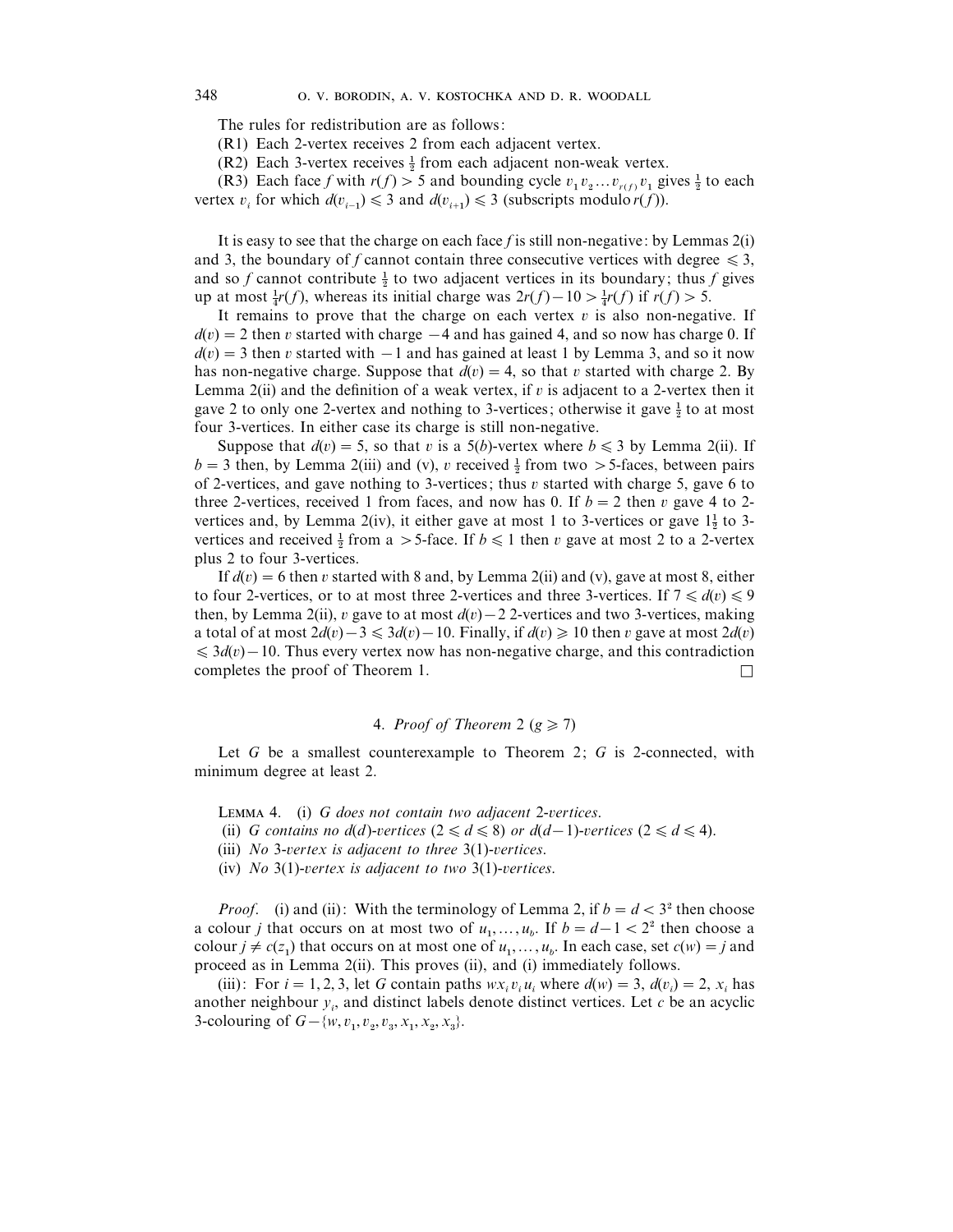The rules for redistribution are as follows:

(R1) Each 2-vertex receives 2 from each adjacent vertex.

(R2) Each 3-vertex receives $\frac{1}{2}$ from each adjacent non-weak vertex.

(R3) Each face $f$ with $r(f) > 5$ and bounding cycle $v_1 v_2 \ldots v_{r(f)} v_1$ gives $\frac{1}{2}$ to each vertex $v_i$ for which $d(v_{i-1}) \leqslant 3$ and $d(v_{i+1}) \leqslant 3$ (subscripts modulo $r(f)$).

It is easy to see that the charge on each face $f$ is still non-negative: by Lemmas 2(i) and 3, the boundary of $f$ cannot contain three consecutive vertices with degree $\leqslant 3$, and so $f$ cannot contribute $\frac{1}{2}$ to two adjacent vertices in its boundary; thus $f$ gives up at most $\frac{1}{4}r(f)$, whereas its initial charge was $2r(f) - 10 > \frac{1}{4}r(f)$ if $r(f) > 5$.

It remains to prove that the charge on each vertex $v$ is also non-negative. If $d(v) = 2$ then $v$ started with charge $-4$ and has gained 4, and so now has charge 0. If $d(v) = 3$ then $v$ started with $-1$ and has gained at least 1 by Lemma 3, and so it now has non-negative charge. Suppose that $d(v) = 4$, so that $v$ started with charge 2. By Lemma 2(ii) and the definition of a weak vertex, if $v$ is adjacent to a 2-vertex then it gave 2 to only one 2-vertex and nothing to 3-vertices; otherwise it gave $\frac{1}{2}$ to at most four 3-vertices. In either case its charge is still non-negative.

Suppose that $d(v) = 5$, so that $v$ is a $5(b)$-vertex where $b \leqslant 3$ by Lemma 2(ii). If $b = 3$ then, by Lemma 2(iii) and (v), $v$ received $\frac{1}{2}$ from two $> 5$-faces, between pairs of 2-vertices, and gave nothing to 3-vertices; thus $v$ started with charge 5, gave 6 to three 2-vertices, received 1 from faces, and now has 0. If $b = 2$ then $v$ gave 4 to 2-vertices and, by Lemma 2(iv), it either gave at most 1 to 3-vertices or gave $1\frac{1}{2}$ to 3-vertices and received $\frac{1}{2}$ from a $> 5$-face. If $b \leqslant 1$ then $v$ gave at most 2 to a 2-vertex plus 2 to four 3-vertices.

If $d(v) = 6$ then $v$ started with 8 and, by Lemma 2(ii) and (v), gave at most 8, either to four 2-vertices, or to at most three 2-vertices and three 3-vertices. If $7 \leqslant d(v) \leqslant 9$ then, by Lemma 2(ii), $v$ gave to at most $d(v) - 2$ 2-vertices and two 3-vertices, making a total of at most $2d(v) - 3 \leqslant 3d(v) - 10$. Finally, if $d(v) \geqslant 10$ then $v$ gave at most $2d(v) \leqslant 3d(v) - 10$. Thus every vertex now has non-negative charge, and this contradiction completes the proof of Theorem 1. □

## 4. *Proof of Theorem* 2 ($g \geqslant 7$)

Let $G$ be a smallest counterexample to Theorem 2; $G$ is 2-connected, with minimum degree at least 2.

Lemma 4. (i) *$G$ does not contain two adjacent 2-vertices.*

(ii) *$G$ contains no $d(d)$-vertices ($2 \leqslant d \leqslant 8$) or $d(d-1)$-vertices ($2 \leqslant d \leqslant 4$).*

(iii) *No 3-vertex is adjacent to three $3(1)$-vertices.*

(iv) *No $3(1)$-vertex is adjacent to two $3(1)$-vertices.*

*Proof.* (i) and (ii): With the terminology of Lemma 2, if $b = d < 3^2$ then choose a colour $j$ that occurs on at most two of $u_1, \ldots, u_b$. If $b = d - 1 < 2^2$ then choose a colour $j \neq c(z_1)$ that occurs on at most one of $u_1, \ldots, u_b$. In each case, set $c(w) = j$ and proceed as in Lemma 2(ii). This proves (ii), and (i) immediately follows.

(iii): For $i = 1, 2, 3$, let $G$ contain paths $w x_i v_i u_i$ where $d(w) = 3$, $d(v_i) = 2$, $x_i$ has another neighbour $y_i$, and distinct labels denote distinct vertices. Let $c$ be an acyclic 3-colouring of $G - \{w, v_1, v_2, v_3, x_1, x_2, x_3\}$.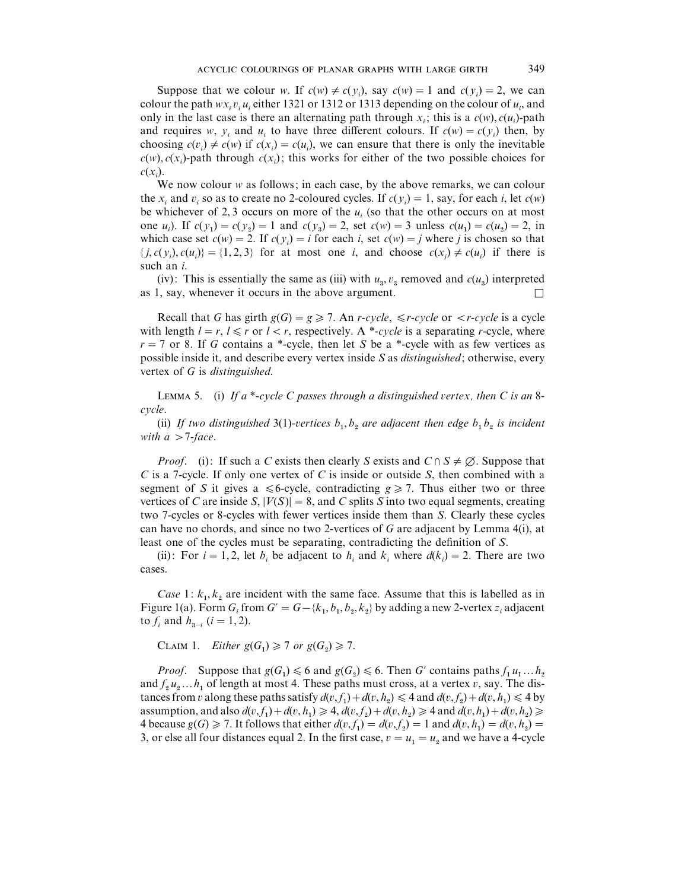Suppose that we colour $w$. If $c(w) \neq c(y_i)$, say $c(w) = 1$ and $c(y_i) = 2$, we can colour the path $wx_i v_i u_i$ either 1321 or 1312 or 1313 depending on the colour of $u_i$, and only in the last case is there an alternating path through $x_i$; this is a $c(w), c(u_i)$-path and requires $w$, $y_i$ and $u_i$ to have three different colours. If $c(w) = c(y_i)$ then, by choosing $c(v_i) \neq c(w)$ if $c(x_i) = c(u_i)$, we can ensure that there is only the inevitable $c(w), c(x_i)$-path through $c(x_i)$; this works for either of the two possible choices for $c(x_i)$.

We now colour $w$ as follows; in each case, by the above remarks, we can colour the $x_i$ and $v_i$ so as to create no 2-coloured cycles. If $c(y_i) = 1$, say, for each $i$, let $c(w)$ be whichever of 2, 3 occurs on more of the $u_i$ (so that the other occurs on at most one $u_i$). If $c(y_1) = c(y_2) = 1$ and $c(y_3) = 2$, set $c(w) = 3$ unless $c(u_1) = c(u_2) = 2$, in which case set $c(w) = 2$. If $c(y_i) = i$ for each $i$, set $c(w) = j$ where $j$ is chosen so that $\{j, c(y_i), c(u_i)\} = \{1, 2, 3\}$ for at most one $i$, and choose $c(x_j) \neq c(u_i)$ if there is such an $i$.

(iv): This is essentially the same as (iii) with $u_3, v_3$ removed and $c(u_3)$ interpreted as 1, say, whenever it occurs in the above argument. □

Recall that $G$ has girth $g(G) = g \geqslant 7$. An *r-cycle*, *$\leqslant r$-cycle* or *$< r$-cycle* is a cycle with length $l = r$, $l \leqslant r$ or $l < r$, respectively. A *\*-cycle* is a separating $r$-cycle, where $r = 7$ or 8. If $G$ contains a *-cycle, then let $S$ be a *-cycle with as few vertices as possible inside it, and describe every vertex inside $S$ as *distinguished*; otherwise, every vertex of $G$ is *distinguished*.

Lemma 5. (i) *If a \*-cycle $C$ passes through a distinguished vertex, then $C$ is an 8-cycle.*

(ii) *If two distinguished 3(1)-vertices $b_1, b_2$ are adjacent then edge $b_1 b_2$ is incident with a $> 7$-face.*

*Proof.* (i): If such a $C$ exists then clearly $S$ exists and $C \cap S \neq \varnothing$. Suppose that $C$ is a 7-cycle. If only one vertex of $C$ is inside or outside $S$, then combined with a segment of $S$ it gives a $\leqslant 6$-cycle, contradicting $g \geqslant 7$. Thus either two or three vertices of $C$ are inside $S$, $|V(S)| = 8$, and $C$ splits $S$ into two equal segments, creating two 7-cycles or 8-cycles with fewer vertices inside them than $S$. Clearly these cycles can have no chords, and since no two 2-vertices of $G$ are adjacent by Lemma 4(i), at least one of the cycles must be separating, contradicting the definition of $S$.

(ii): For $i = 1, 2$, let $b_i$ be adjacent to $h_i$ and $k_i$ where $d(k_i) = 2$. There are two cases.

*Case* 1: $k_1, k_2$ are incident with the same face. Assume that this is labelled as in Figure 1(a). Form $G_i$ from $G' = G - \{k_1, b_1, b_2, k_2\}$ by adding a new 2-vertex $z_i$ adjacent to $f_i$ and $h_{3-i}$ $(i = 1, 2)$.

Claim 1. *Either $g(G_1) \geqslant 7$ or $g(G_2) \geqslant 7$.*

*Proof.* Suppose that $g(G_1) \leqslant 6$ and $g(G_2) \leqslant 6$. Then $G'$ contains paths $f_1 u_1 \ldots h_2$ and $f_2 u_2 \ldots h_1$ of length at most 4. These paths must cross, at a vertex $v$, say. The distances from $v$ along these paths satisfy $d(v, f_1) + d(v, h_2) \leqslant 4$ and $d(v, f_2) + d(v, h_1) \leqslant 4$ by assumption, and also $d(v, f_1) + d(v, h_1) \geqslant 4$, $d(v, f_2) + d(v, h_2) \geqslant 4$ and $d(v, h_1) + d(v, h_2) \geqslant 4$ because $g(G) \geqslant 7$. It follows that either $d(v, f_1) = d(v, f_2) = 1$ and $d(v, h_1) = d(v, h_2) = 3$, or else all four distances equal 2. In the first case, $v = u_1 = u_2$ and we have a 4-cycle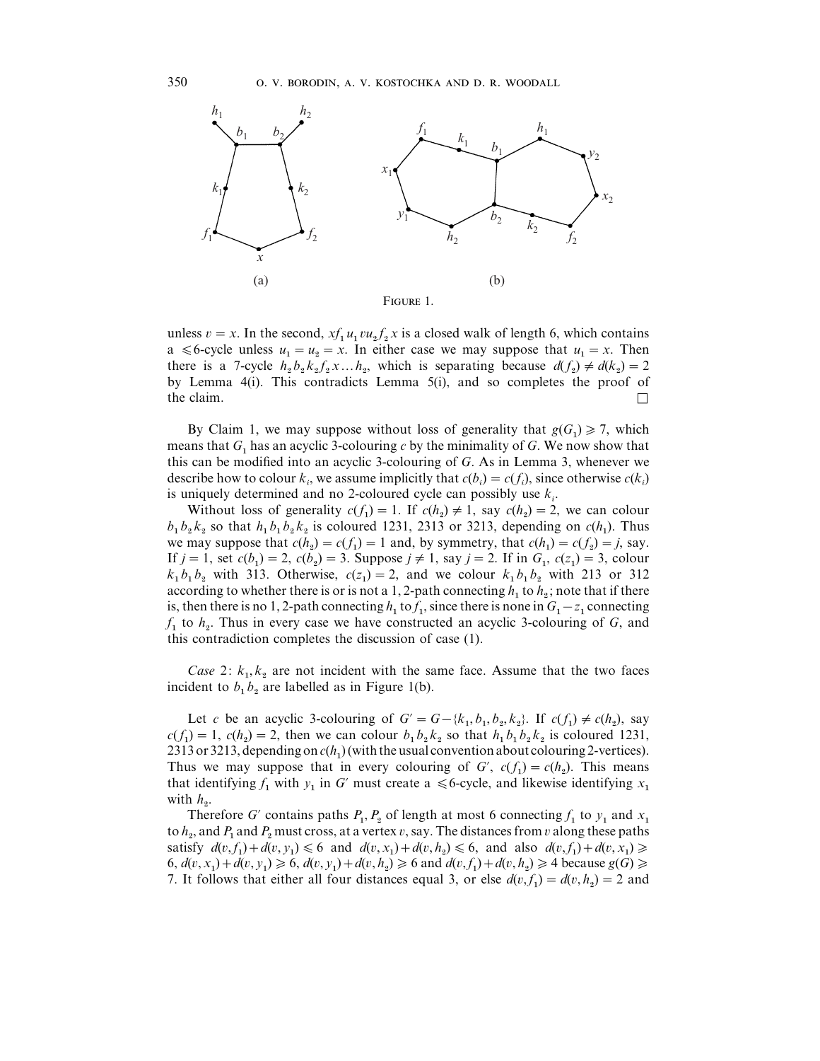FIGURE 1.

unless $v = x$. In the second, $xf_1u_1vu_2f_2x$ is a closed walk of length 6, which contains a $\leqslant 6$-cycle unless $u_1 = u_2 = x$. In either case we may suppose that $u_1 = x$. Then there is a 7-cycle $h_2b_2k_2f_2x\ldots h_2$, which is separating because $d(f_2) \neq d(k_2) = 2$ by Lemma 4(i). This contradicts Lemma 5(i), and so completes the proof of the claim. □

By Claim 1, we may suppose without loss of generality that $g(G_1) \geqslant 7$, which means that $G_1$ has an acyclic 3-colouring $c$ by the minimality of $G$. We now show that this can be modified into an acyclic 3-colouring of $G$. As in Lemma 3, whenever we describe how to colour $k_i$, we assume implicitly that $c(b_i) = c(f_i)$, since otherwise $c(k_i)$ is uniquely determined and no 2-coloured cycle can possibly use $k_i$.

Without loss of generality $c(f_1) = 1$. If $c(h_2) \neq 1$, say $c(h_2) = 2$, we can colour $b_1b_2k_2$ so that $h_1b_1b_2k_2$ is coloured 1231, 2313 or 3213, depending on $c(h_1)$. Thus we may suppose that $c(h_2) = c(f_1) = 1$ and, by symmetry, that $c(h_1) = c(f_2) = j$, say. If $j = 1$, set $c(b_1) = 2$, $c(b_2) = 3$. Suppose $j \neq 1$, say $j = 2$. If in $G_1$, $c(z_1) = 3$, colour $k_1b_1b_2$ with 313. Otherwise, $c(z_1) = 2$, and we colour $k_1b_1b_2$ with 213 or 312 according to whether there is or is not a 1, 2-path connecting $h_1$ to $h_2$; note that if there is, then there is no 1, 2-path connecting $h_1$ to $f_1$, since there is none in $G_1 - z_1$ connecting $f_1$ to $h_2$. Thus in every case we have constructed an acyclic 3-colouring of $G$, and this contradiction completes the discussion of case (1).

*Case* 2: $k_1, k_2$ are not incident with the same face. Assume that the two faces incident to $b_1b_2$ are labelled as in Figure 1(b).

Let $c$ be an acyclic 3-colouring of $G' = G - \{k_1, b_1, b_2, k_2\}$. If $c(f_1) \neq c(h_2)$, say $c(f_1) = 1$, $c(h_2) = 2$, then we can colour $b_1b_2k_2$ so that $h_1b_1b_2k_2$ is coloured 1231, 2313 or 3213, depending on $c(h_1)$ (with the usual convention about colouring 2-vertices). Thus we may suppose that in every colouring of $G'$, $c(f_1) = c(h_2)$. This means that identifying $f_1$ with $y_1$ in $G'$ must create a $\leqslant 6$-cycle, and likewise identifying $x_1$ with $h_2$.

Therefore $G'$ contains paths $P_1, P_2$ of length at most 6 connecting $f_1$ to $y_1$ and $x_1$ to $h_2$, and $P_1$ and $P_2$ must cross, at a vertex $v$, say. The distances from $v$ along these paths satisfy $d(v, f_1) + d(v, y_1) \leqslant 6$ and $d(v, x_1) + d(v, h_2) \leqslant 6$, and also $d(v, f_1) + d(v, x_1) \geqslant 6$, $d(v, x_1) + d(v, y_1) \geqslant 6$, $d(v, y_1) + d(v, h_2) \geqslant 6$ and $d(v, f_1) + d(v, h_2) \geqslant 4$ because $g(G) \geqslant 7$. It follows that either all four distances equal 3, or else $d(v, f_1) = d(v, h_2) = 2$ and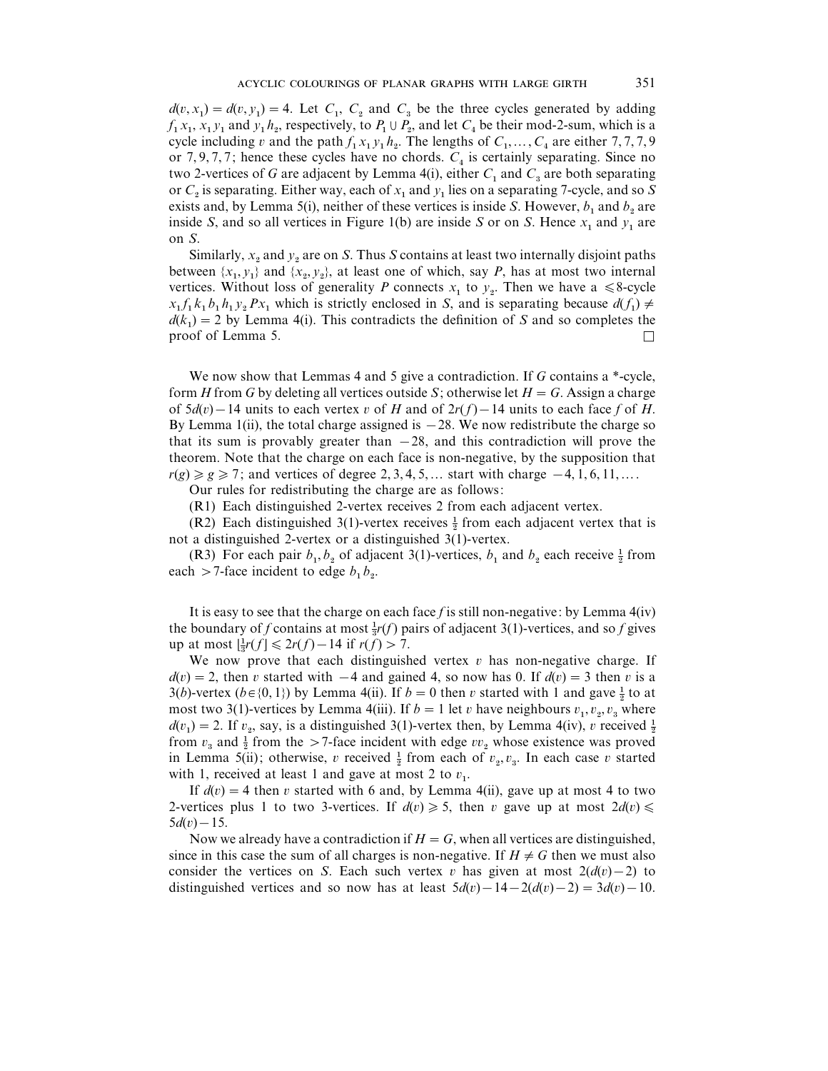$d(v, x_1) = d(v, y_1) = 4$. Let $C_1$, $C_2$ and $C_3$ be the three cycles generated by adding $f_1 x_1$, $x_1 y_1$ and $y_1 h_2$, respectively, to $P_1 \cup P_2$, and let $C_4$ be their mod-2-sum, which is a cycle including $v$ and the path $f_1 x_1 y_1 h_2$. The lengths of $C_1, \ldots, C_4$ are either 7, 7, 7, 9 or 7, 9, 7, 7; hence these cycles have no chords. $C_4$ is certainly separating. Since no two 2-vertices of $G$ are adjacent by Lemma 4(i), either $C_1$ and $C_3$ are both separating or $C_2$ is separating. Either way, each of $x_1$ and $y_1$ lies on a separating 7-cycle, and so $S$ exists and, by Lemma 5(i), neither of these vertices is inside $S$. However, $b_1$ and $b_2$ are inside $S$, and so all vertices in Figure 1(b) are inside $S$ or on $S$. Hence $x_1$ and $y_1$ are on $S$.

Similarly, $x_2$ and $y_2$ are on $S$. Thus $S$ contains at least two internally disjoint paths between $\{x_1, y_1\}$ and $\{x_2, y_2\}$, at least one of which, say $P$, has at most two internal vertices. Without loss of generality $P$ connects $x_1$ to $y_2$. Then we have a $\leqslant 8$-cycle $x_1 f_1 k_1 b_1 h_1 y_2 P x_1$ which is strictly enclosed in $S$, and is separating because $d(f_1) \neq d(k_1) = 2$ by Lemma 4(i). This contradicts the definition of $S$ and so completes the proof of Lemma 5. □

We now show that Lemmas 4 and 5 give a contradiction. If $G$ contains a *-cycle, form $H$ from $G$ by deleting all vertices outside $S$; otherwise let $H = G$. Assign a charge of $5d(v) - 14$ units to each vertex $v$ of $H$ and of $2r(f) - 14$ units to each face $f$ of $H$. By Lemma 1(ii), the total charge assigned is $-28$. We now redistribute the charge so that its sum is provably greater than $-28$, and this contradiction will prove the theorem. Note that the charge on each face is non-negative, by the supposition that $r(g) \geqslant g \geqslant 7$; and vertices of degree $2, 3, 4, 5, \ldots$ start with charge $-4, 1, 6, 11, \ldots$.

Our rules for redistributing the charge are as follows:

(R1) Each distinguished 2-vertex receives 2 from each adjacent vertex.

(R2) Each distinguished 3(1)-vertex receives $\frac{1}{2}$ from each adjacent vertex that is not a distinguished 2-vertex or a distinguished 3(1)-vertex.

(R3) For each pair $b_1, b_2$ of adjacent 3(1)-vertices, $b_1$ and $b_2$ each receive $\frac{1}{2}$ from each $>7$-face incident to edge $b_1 b_2$.

It is easy to see that the charge on each face $f$ is still non-negative: by Lemma 4(iv) the boundary of $f$ contains at most $\frac{1}{3}r(f)$ pairs of adjacent 3(1)-vertices, and so $f$ gives up at most $[\frac{1}{3}r(f)] \leqslant 2r(f) - 14$ if $r(f) > 7$.

We now prove that each distinguished vertex $v$ has non-negative charge. If $d(v) = 2$, then $v$ started with $-4$ and gained 4, so now has 0. If $d(v) = 3$ then $v$ is a $3(b)$-vertex ($b \in \{0, 1\}$) by Lemma 4(ii). If $b = 0$ then $v$ started with 1 and gave $\frac{1}{2}$ to at most two 3(1)-vertices by Lemma 4(iii). If $b = 1$ let $v$ have neighbours $v_1, v_2, v_3$ where $d(v_1) = 2$. If $v_2$, say, is a distinguished 3(1)-vertex then, by Lemma 4(iv), $v$ received $\frac{1}{2}$ from $v_3$ and $\frac{1}{2}$ from the $>7$-face incident with edge $vv_2$ whose existence was proved in Lemma 5(ii); otherwise, $v$ received $\frac{1}{2}$ from each of $v_2, v_3$. In each case $v$ started with 1, received at least 1 and gave at most 2 to $v_1$.

If $d(v) = 4$ then $v$ started with 6 and, by Lemma 4(ii), gave up at most 4 to two 2-vertices plus 1 to two 3-vertices. If $d(v) \geqslant 5$, then $v$ gave up at most $2d(v) \leqslant 5d(v) - 15$.

Now we already have a contradiction if $H = G$, when all vertices are distinguished, since in this case the sum of all charges is non-negative. If $H \neq G$ then we must also consider the vertices on $S$. Each such vertex $v$ has given at most $2(d(v) - 2)$ to distinguished vertices and so now has at least $5d(v) - 14 - 2(d(v) - 2) = 3d(v) - 10$.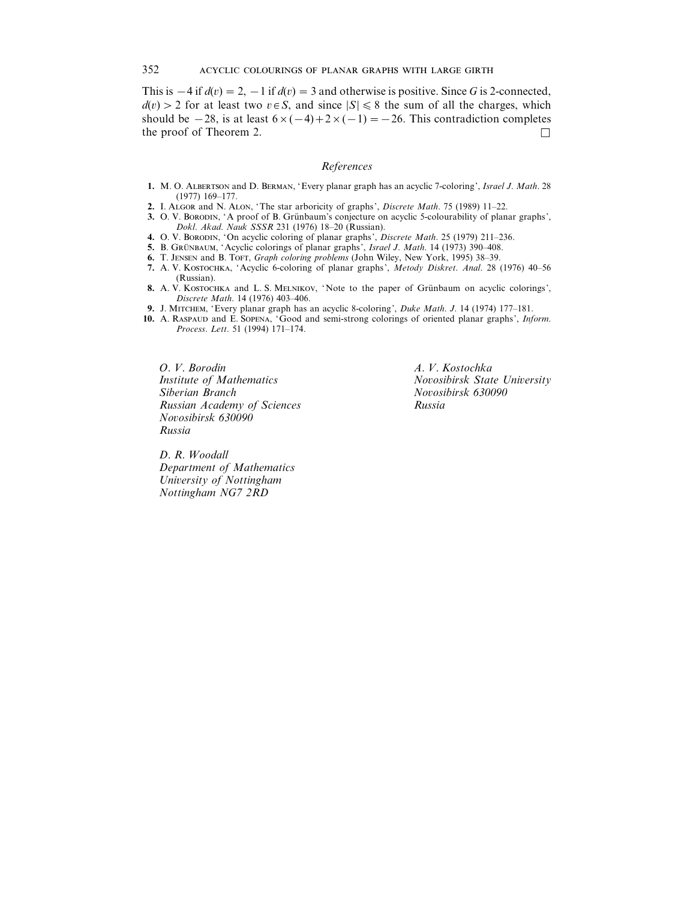This is $-4$ if $d(v) = 2$, $-1$ if $d(v) = 3$ and otherwise is positive. Since $G$ is 2-connected, $d(v) > 2$ for at least two $v \in S$, and since $|S| \leqslant 8$ the sum of all the charges, which should be $-28$, is at least $6 \times (-4) + 2 \times (-1) = -26$. This contradiction completes the proof of Theorem 2. □

## *References*

1. M. O. Albertson and D. Berman, 'Every planar graph has an acyclic 7-coloring', *Israel J. Math.* 28 (1977) 169–177.
2. I. Algor and N. Alon, 'The star arboricity of graphs', *Discrete Math.* 75 (1989) 11–22.
3. O. V. Borodin, 'A proof of B. Grünbaum's conjecture on acyclic 5-colourability of planar graphs', *Dokl. Akad. Nauk SSSR* 231 (1976) 18–20 (Russian).
4. O. V. Borodin, 'On acyclic coloring of planar graphs', *Discrete Math.* 25 (1979) 211–236.
5. B. Grünbaum, 'Acyclic colorings of planar graphs', *Israel J. Math.* 14 (1973) 390–408.
6. T. Jensen and B. Toft, *Graph coloring problems* (John Wiley, New York, 1995) 38–39.
7. A. V. Kostochka, 'Acyclic 6-coloring of planar graphs', *Metody Diskret. Anal.* 28 (1976) 40–56 (Russian).
8. A. V. Kostochka and L. S. Melnikov, 'Note to the paper of Grünbaum on acyclic colorings', *Discrete Math.* 14 (1976) 403–406.
9. J. Mitchem, 'Every planar graph has an acyclic 8-coloring', *Duke Math. J.* 14 (1974) 177–181.
10. A. Raspaud and E. Sopena, 'Good and semi-strong colorings of oriented planar graphs', *Inform. Process. Lett.* 51 (1994) 171–174.

*O. V. Borodin*
*Institute of Mathematics*
*Siberian Branch*
*Russian Academy of Sciences*
*Novosibirsk 630090*
*Russia*

*A. V. Kostochka*
*Novosibirsk State University*
*Novosibirsk 630090*
*Russia*

*D. R. Woodall*
*Department of Mathematics*
*University of Nottingham*
*Nottingham NG7 2RD*